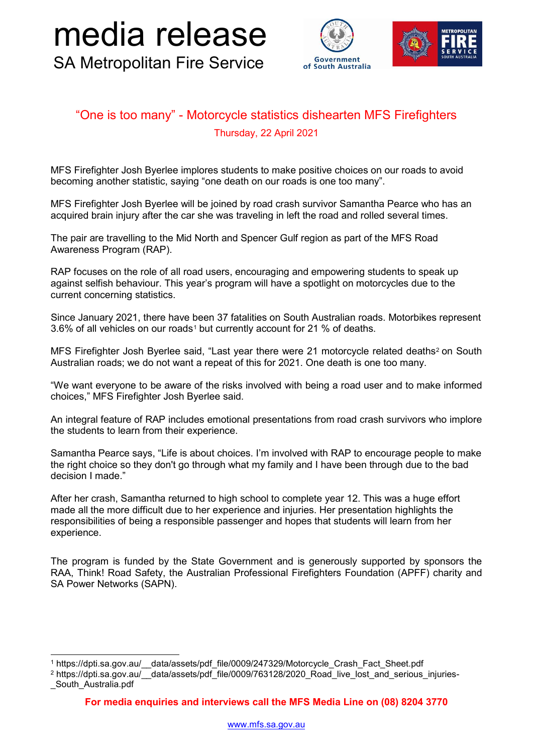# media release

SA Metropolitan Fire Service

## "One is too many" - Motorcycle statistics dishearten MFS Firefighters

Thursday, 22 April 2021

MFS Firefighter Josh Byerlee implores students to make positive choices on our roads to avoid becoming another statistic, saying "one death on our roads is one too many".

MFS Firefighter Josh Byerlee will be joined by road crash survivor Samantha Pearce who has an acquired brain injury after the car she was traveling in left the road and rolled several times.

The pair are travelling to the Mid North and Spencer Gulf region as part of the MFS Road Awareness Program (RAP).

RAP focuses on the role of all road users, encouraging and empowering students to speak up against selfish behaviour. This year's program will have a spotlight on motorcycles due to the current concerning statistics.

Since January 2021, there have been 37 fatalities on South Australian roads. Motorbikes represent 3.6% of all vehicles on our roads[1] but currently account for 21 % of deaths.

MFS Firefighter Josh Byerlee said, "Last year there were 21 motorcycle related deaths[2] on South Australian roads; we do not want a repeat of this for 2021. One death is one too many.

"We want everyone to be aware of the risks involved with being a road user and to make informed choices," MFS Firefighter Josh Byerlee said.

An integral feature of RAP includes emotional presentations from road crash survivors who implore the students to learn from their experience.

Samantha Pearce says, "Life is about choices. I'm involved with RAP to encourage people to make the right choice so they don't go through what my family and I have been through due to the bad decision I made."

After her crash, Samantha returned to high school to complete year 12. This was a huge effort made all the more difficult due to her experience and injuries. Her presentation highlights the responsibilities of being a responsible passenger and hopes that students will learn from her experience.

The program is funded by the State Government and is generously supported by sponsors the RAA, Think! Road Safety, the Australian Professional Firefighters Foundation (APFF) charity and SA Power Networks (SAPN).

---

[1] https://dpti.sa.gov.au/__data/assets/pdf_file/0009/247329/Motorcycle_Crash_Fact_Sheet.pdf

[2] https://dpti.sa.gov.au/__data/assets/pdf_file/0009/763128/2020_Road_live_lost_and_serious_injuries-_South_Australia.pdf

**For media enquiries and interviews call the MFS Media Line on (08) 8204 3770**

www.mfs.sa.gov.au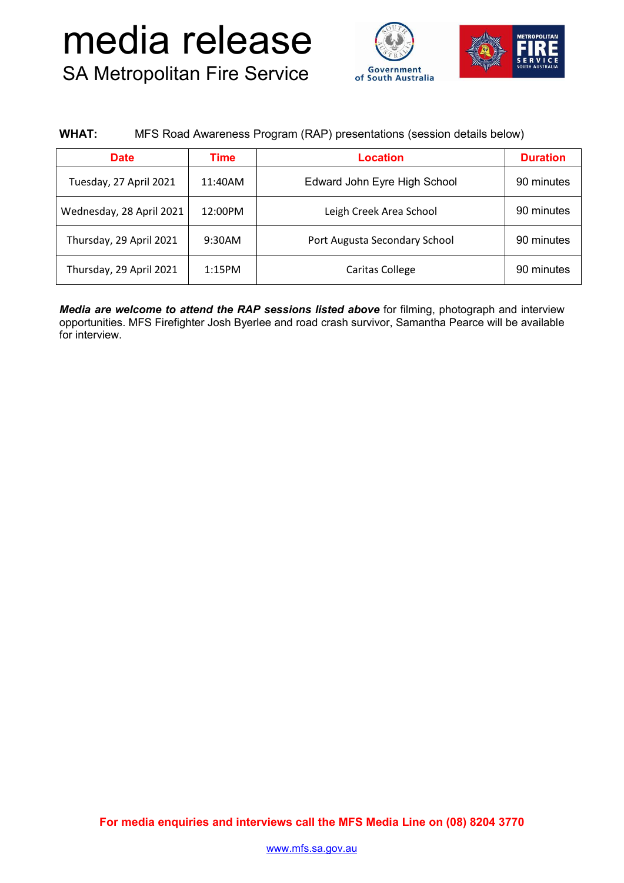# media release

## SA Metropolitan Fire Service

**WHAT:** MFS Road Awareness Program (RAP) presentations (session details below)

| Date | Time | Location | Duration |
|---|---|---|---|
| Tuesday, 27 April 2021 | 11:40AM | Edward John Eyre High School | 90 minutes |
| Wednesday, 28 April 2021 | 12:00PM | Leigh Creek Area School | 90 minutes |
| Thursday, 29 April 2021 | 9:30AM | Port Augusta Secondary School | 90 minutes |
| Thursday, 29 April 2021 | 1:15PM | Caritas College | 90 minutes |

***Media are welcome to attend the RAP sessions listed above*** for filming, photograph and interview opportunities. MFS Firefighter Josh Byerlee and road crash survivor, Samantha Pearce will be available for interview.

**For media enquiries and interviews call the MFS Media Line on (08) 8204 3770**

www.mfs.sa.gov.au